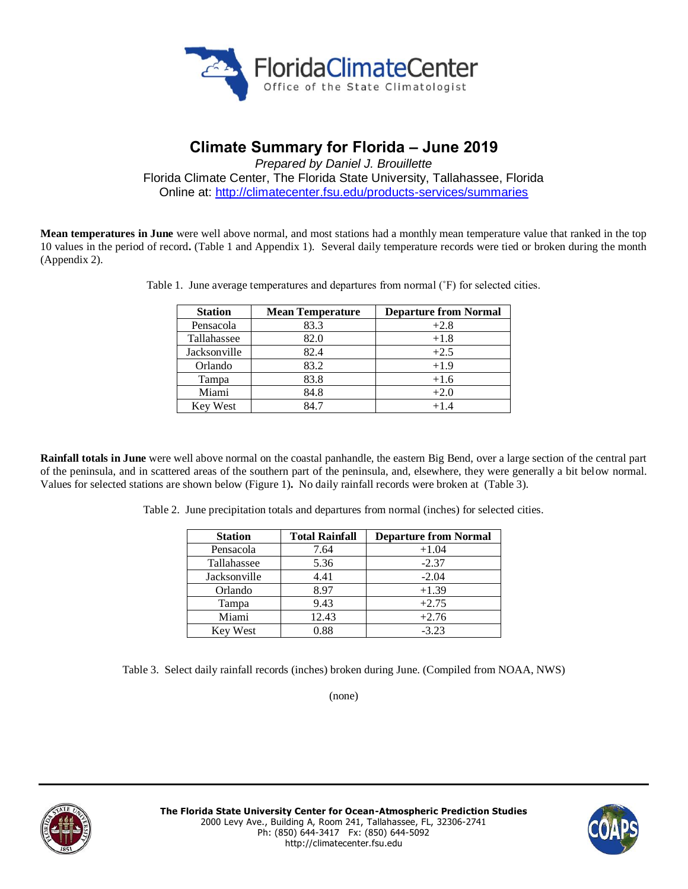Florida Climate Center
Office of the State Climatologist

# Climate Summary for Florida – June 2019

*Prepared by Daniel J. Brouillette*

Florida Climate Center, The Florida State University, Tallahassee, Florida

Online at: http://climatecenter.fsu.edu/products-services/summaries

**Mean temperatures in June** were well above normal, and most stations had a monthly mean temperature value that ranked in the top 10 values in the period of record**.** (Table 1 and Appendix 1). Several daily temperature records were tied or broken during the month (Appendix 2).

Table 1. June average temperatures and departures from normal (˚F) for selected cities.

| Station | Mean Temperature | Departure from Normal |
|---|---|---|
| Pensacola | 83.3 | +2.8 |
| Tallahassee | 82.0 | +1.8 |
| Jacksonville | 82.4 | +2.5 |
| Orlando | 83.2 | +1.9 |
| Tampa | 83.8 | +1.6 |
| Miami | 84.8 | +2.0 |
| Key West | 84.7 | +1.4 |

**Rainfall totals in June** were well above normal on the coastal panhandle, the eastern Big Bend, over a large section of the central part of the peninsula, and in scattered areas of the southern part of the peninsula, and, elsewhere, they were generally a bit below normal. Values for selected stations are shown below (Figure 1)**.** No daily rainfall records were broken at (Table 3).

Table 2. June precipitation totals and departures from normal (inches) for selected cities.

| Station | Total Rainfall | Departure from Normal |
|---|---|---|
| Pensacola | 7.64 | +1.04 |
| Tallahassee | 5.36 | -2.37 |
| Jacksonville | 4.41 | -2.04 |
| Orlando | 8.97 | +1.39 |
| Tampa | 9.43 | +2.75 |
| Miami | 12.43 | +2.76 |
| Key West | 0.88 | -3.23 |

Table 3. Select daily rainfall records (inches) broken during June. (Compiled from NOAA, NWS)

(none)

**The Florida State University Center for Ocean-Atmospheric Prediction Studies**
2000 Levy Ave., Building A, Room 241, Tallahassee, FL, 32306-2741
Ph: (850) 644-3417 Fx: (850) 644-5092
http://climatecenter.fsu.edu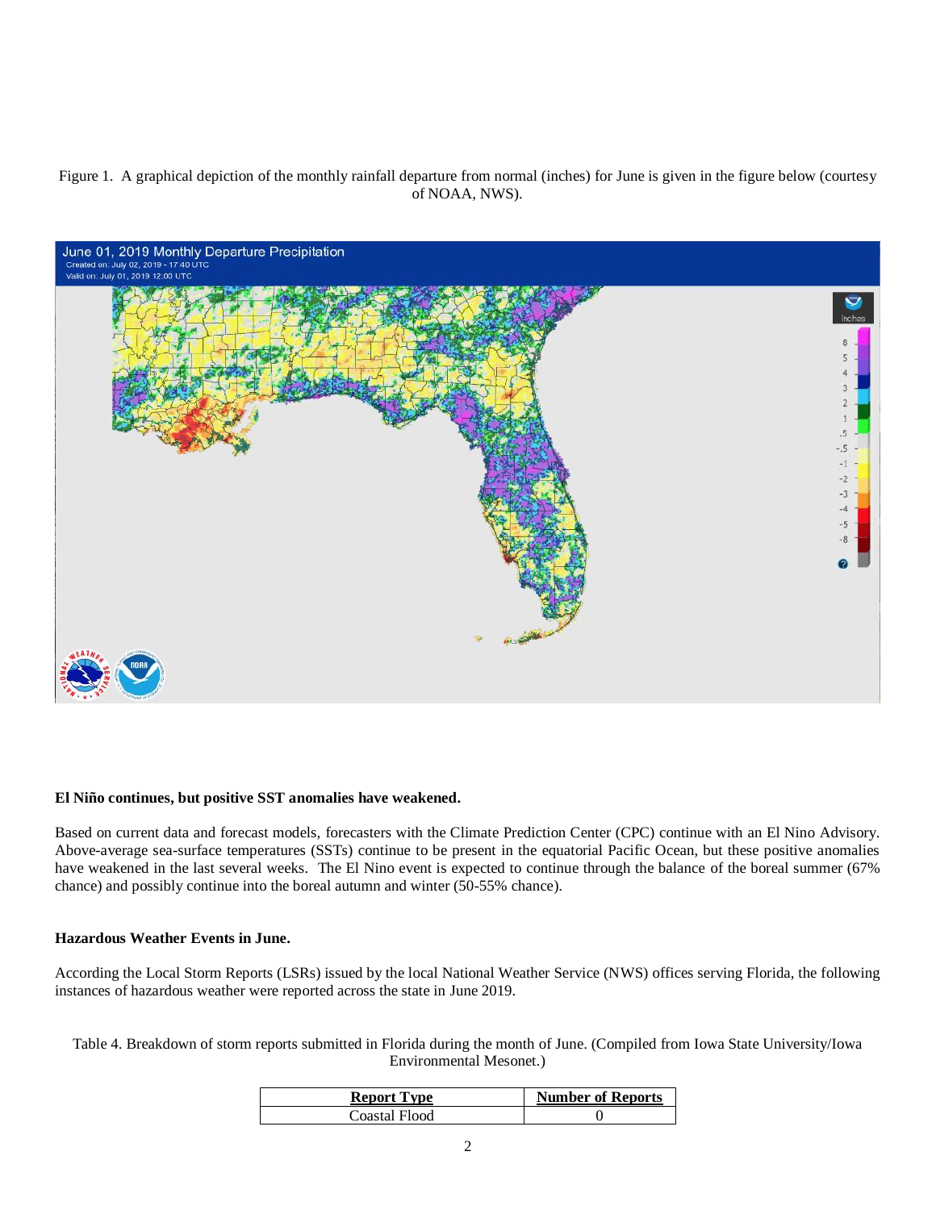Figure 1. A graphical depiction of the monthly rainfall departure from normal (inches) for June is given in the figure below (courtesy of NOAA, NWS).

**El Niño continues, but positive SST anomalies have weakened.**

Based on current data and forecast models, forecasters with the Climate Prediction Center (CPC) continue with an El Nino Advisory. Above-average sea-surface temperatures (SSTs) continue to be present in the equatorial Pacific Ocean, but these positive anomalies have weakened in the last several weeks. The El Nino event is expected to continue through the balance of the boreal summer (67% chance) and possibly continue into the boreal autumn and winter (50-55% chance).

**Hazardous Weather Events in June.**

According the Local Storm Reports (LSRs) issued by the local National Weather Service (NWS) offices serving Florida, the following instances of hazardous weather were reported across the state in June 2019.

Table 4. Breakdown of storm reports submitted in Florida during the month of June. (Compiled from Iowa State University/Iowa Environmental Mesonet.)

| Report Type | Number of Reports |
|---|---|
| Coastal Flood | 0 |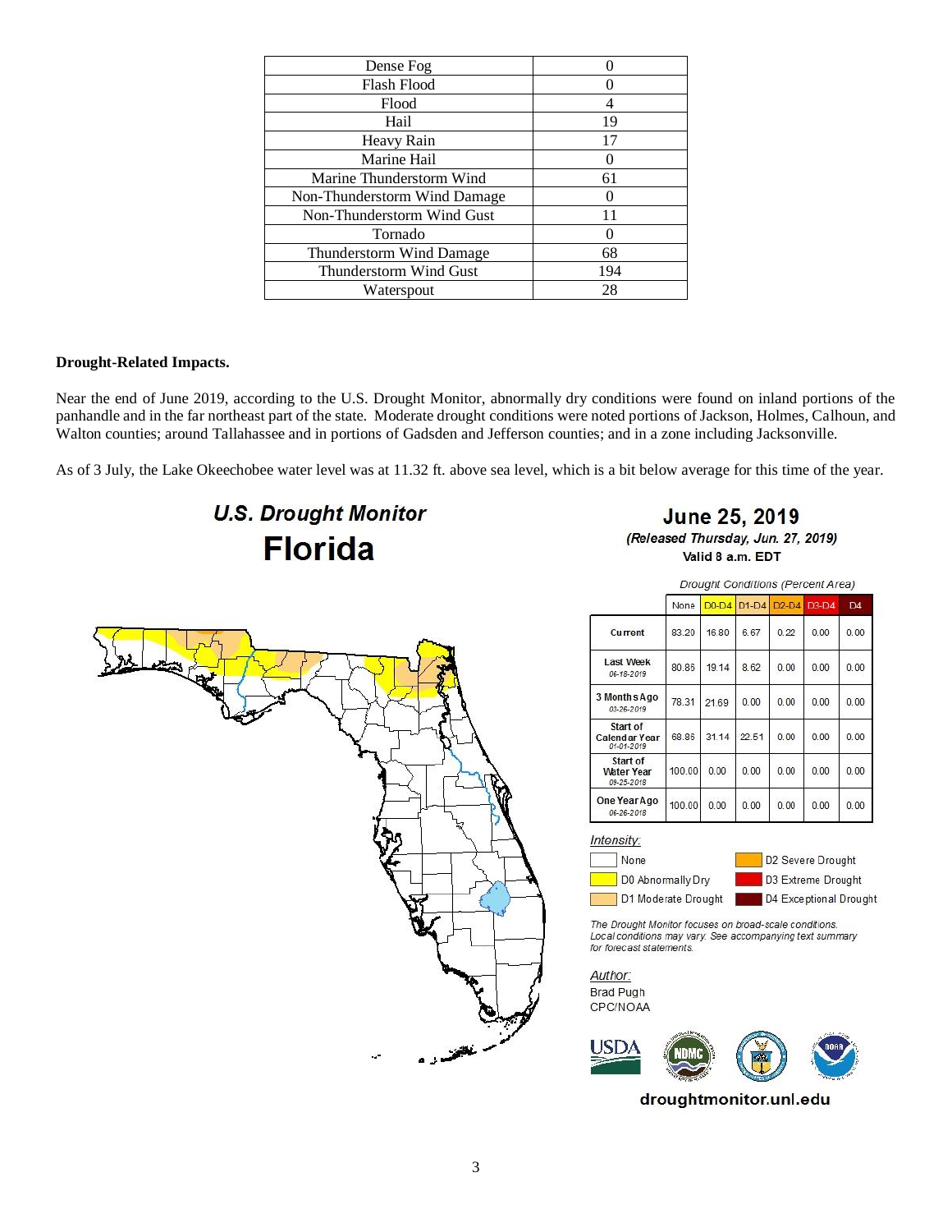| Dense Fog | 0 |
| --- | --- |
| Flash Flood | 0 |
| Flood | 4 |
| Hail | 19 |
| Heavy Rain | 17 |
| Marine Hail | 0 |
| Marine Thunderstorm Wind | 61 |
| Non-Thunderstorm Wind Damage | 0 |
| Non-Thunderstorm Wind Gust | 11 |
| Tornado | 0 |
| Thunderstorm Wind Damage | 68 |
| Thunderstorm Wind Gust | 194 |
| Waterspout | 28 |

**Drought-Related Impacts.**

Near the end of June 2019, according to the U.S. Drought Monitor, abnormally dry conditions were found on inland portions of the panhandle and in the far northeast part of the state. Moderate drought conditions were noted portions of Jackson, Holmes, Calhoun, and Walton counties; around Tallahassee and in portions of Gadsden and Jefferson counties; and in a zone including Jacksonville.

As of 3 July, the Lake Okeechobee water level was at 11.32 ft. above sea level, which is a bit below average for this time of the year.

## U.S. Drought Monitor
## Florida

**June 25, 2019**
*(Released Thursday, Jun. 27, 2019)*
Valid 8 a.m. EDT

*Drought Conditions (Percent Area)*

| | None | D0-D4 | D1-D4 | D2-D4 | D3-D4 | D4 |
| --- | --- | --- | --- | --- | --- | --- |
| Current | 83.20 | 16.80 | 6.67 | 0.22 | 0.00 | 0.00 |
| Last Week 06-18-2019 | 80.86 | 19.14 | 8.62 | 0.00 | 0.00 | 0.00 |
| 3 Months Ago 03-26-2019 | 78.31 | 21.69 | 0.00 | 0.00 | 0.00 | 0.00 |
| Start of Calendar Year 01-01-2019 | 68.86 | 31.14 | 22.51 | 0.00 | 0.00 | 0.00 |
| Start of Water Year 09-25-2018 | 100.00 | 0.00 | 0.00 | 0.00 | 0.00 | 0.00 |
| One Year Ago 06-26-2018 | 100.00 | 0.00 | 0.00 | 0.00 | 0.00 | 0.00 |

*Intensity:*

- None
- D0 Abnormally Dry
- D1 Moderate Drought
- D2 Severe Drought
- D3 Extreme Drought
- D4 Exceptional Drought

*The Drought Monitor focuses on broad-scale conditions. Local conditions may vary. See accompanying text summary for forecast statements.*

*Author:*
Brad Pugh
CPC/NOAA

droughtmonitor.unl.edu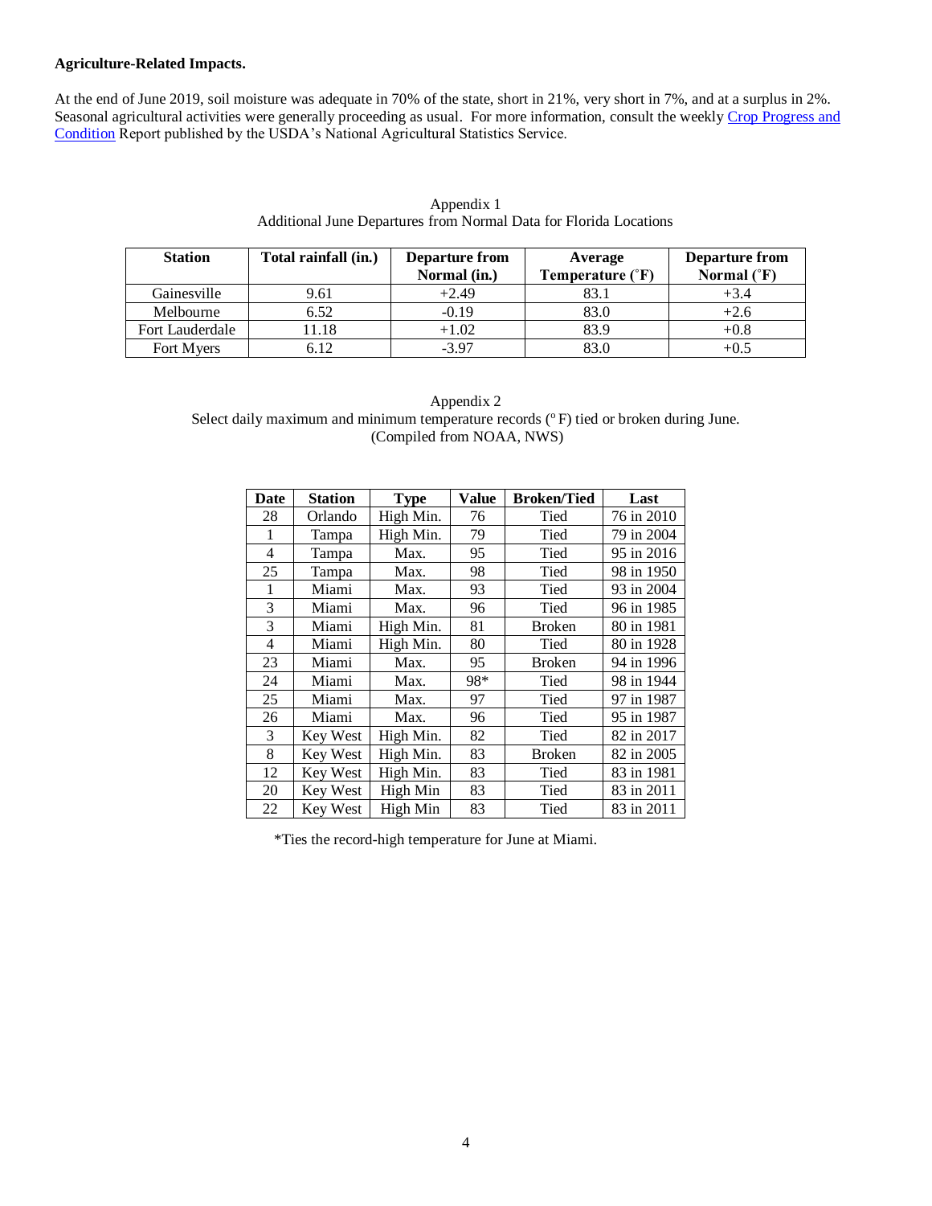**Agriculture-Related Impacts.**

At the end of June 2019, soil moisture was adequate in 70% of the state, short in 21%, very short in 7%, and at a surplus in 2%. Seasonal agricultural activities were generally proceeding as usual. For more information, consult the weekly Crop Progress and Condition Report published by the USDA's National Agricultural Statistics Service.

Appendix 1
Additional June Departures from Normal Data for Florida Locations

| Station | Total rainfall (in.) | Departure from Normal (in.) | Average Temperature (˚F) | Departure from Normal (˚F) |
|---|---|---|---|---|
| Gainesville | 9.61 | +2.49 | 83.1 | +3.4 |
| Melbourne | 6.52 | -0.19 | 83.0 | +2.6 |
| Fort Lauderdale | 11.18 | +1.02 | 83.9 | +0.8 |
| Fort Myers | 6.12 | -3.97 | 83.0 | +0.5 |

Appendix 2
Select daily maximum and minimum temperature records (º F) tied or broken during June.
(Compiled from NOAA, NWS)

| Date | Station | Type | Value | Broken/Tied | Last |
|---|---|---|---|---|---|
| 28 | Orlando | High Min. | 76 | Tied | 76 in 2010 |
| 1 | Tampa | High Min. | 79 | Tied | 79 in 2004 |
| 4 | Tampa | Max. | 95 | Tied | 95 in 2016 |
| 25 | Tampa | Max. | 98 | Tied | 98 in 1950 |
| 1 | Miami | Max. | 93 | Tied | 93 in 2004 |
| 3 | Miami | Max. | 96 | Tied | 96 in 1985 |
| 3 | Miami | High Min. | 81 | Broken | 80 in 1981 |
| 4 | Miami | High Min. | 80 | Tied | 80 in 1928 |
| 23 | Miami | Max. | 95 | Broken | 94 in 1996 |
| 24 | Miami | Max. | 98* | Tied | 98 in 1944 |
| 25 | Miami | Max. | 97 | Tied | 97 in 1987 |
| 26 | Miami | Max. | 96 | Tied | 95 in 1987 |
| 3 | Key West | High Min. | 82 | Tied | 82 in 2017 |
| 8 | Key West | High Min. | 83 | Broken | 82 in 2005 |
| 12 | Key West | High Min. | 83 | Tied | 83 in 1981 |
| 20 | Key West | High Min | 83 | Tied | 83 in 2011 |
| 22 | Key West | High Min | 83 | Tied | 83 in 2011 |

*Ties the record-high temperature for June at Miami.